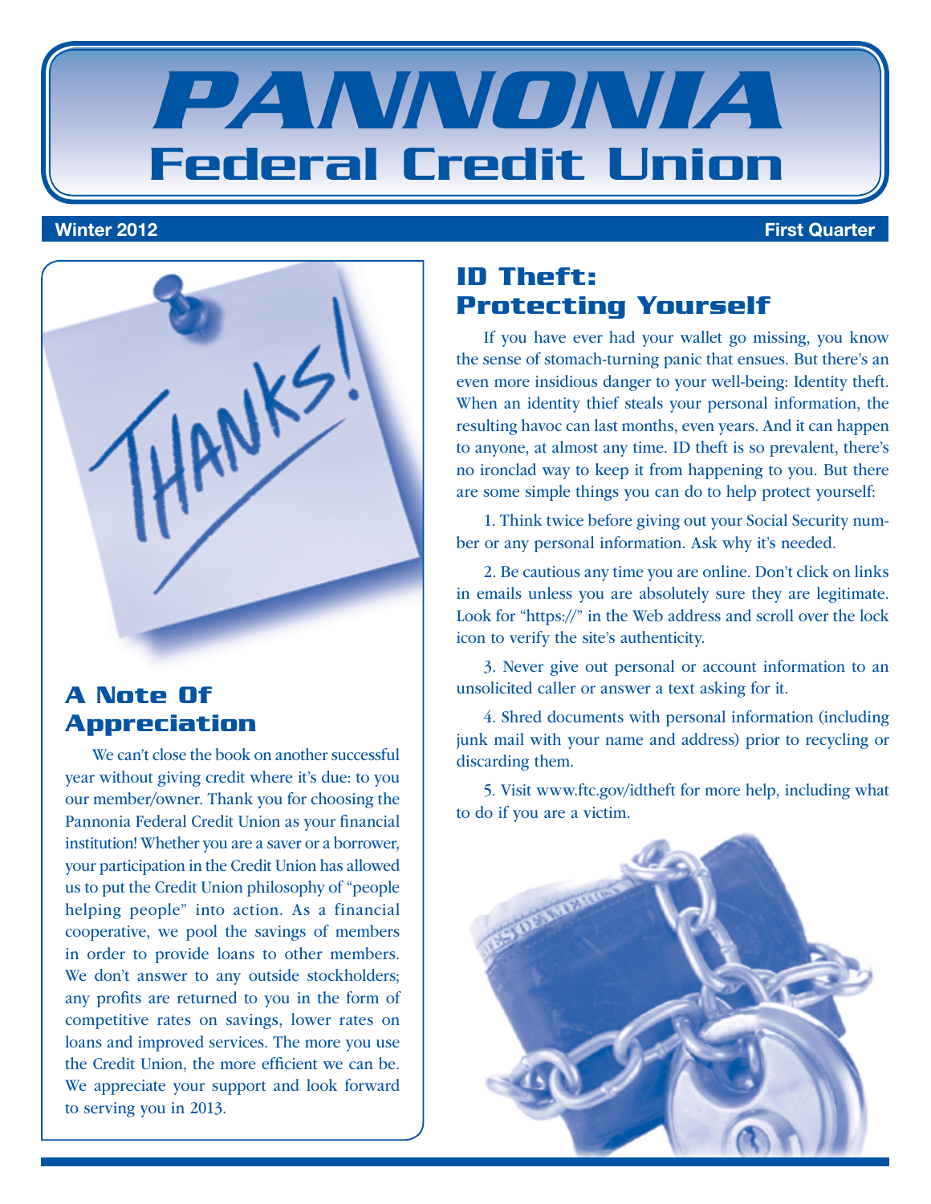# PANNONIA Federal Credit Union

**Winter 2012** **First Quarter**

## A Note Of Appreciation

We can't close the book on another successful year without giving credit where it's due: to you our member/owner. Thank you for choosing the Pannonia Federal Credit Union as your financial institution! Whether you are a saver or a borrower, your participation in the Credit Union has allowed us to put the Credit Union philosophy of "people helping people" into action. As a financial cooperative, we pool the savings of members in order to provide loans to other members. We don't answer to any outside stockholders; any profits are returned to you in the form of competitive rates on savings, lower rates on loans and improved services. The more you use the Credit Union, the more efficient we can be. We appreciate your support and look forward to serving you in 2013.

## ID Theft: Protecting Yourself

If you have ever had your wallet go missing, you know the sense of stomach-turning panic that ensues. But there's an even more insidious danger to your well-being: Identity theft. When an identity thief steals your personal information, the resulting havoc can last months, even years. And it can happen to anyone, at almost any time. ID theft is so prevalent, there's no ironclad way to keep it from happening to you. But there are some simple things you can do to help protect yourself:

1. Think twice before giving out your Social Security number or any personal information. Ask why it's needed.

2. Be cautious any time you are online. Don't click on links in emails unless you are absolutely sure they are legitimate. Look for "https://" in the Web address and scroll over the lock icon to verify the site's authenticity.

3. Never give out personal or account information to an unsolicited caller or answer a text asking for it.

4. Shred documents with personal information (including junk mail with your name and address) prior to recycling or discarding them.

5. Visit www.ftc.gov/idtheft for more help, including what to do if you are a victim.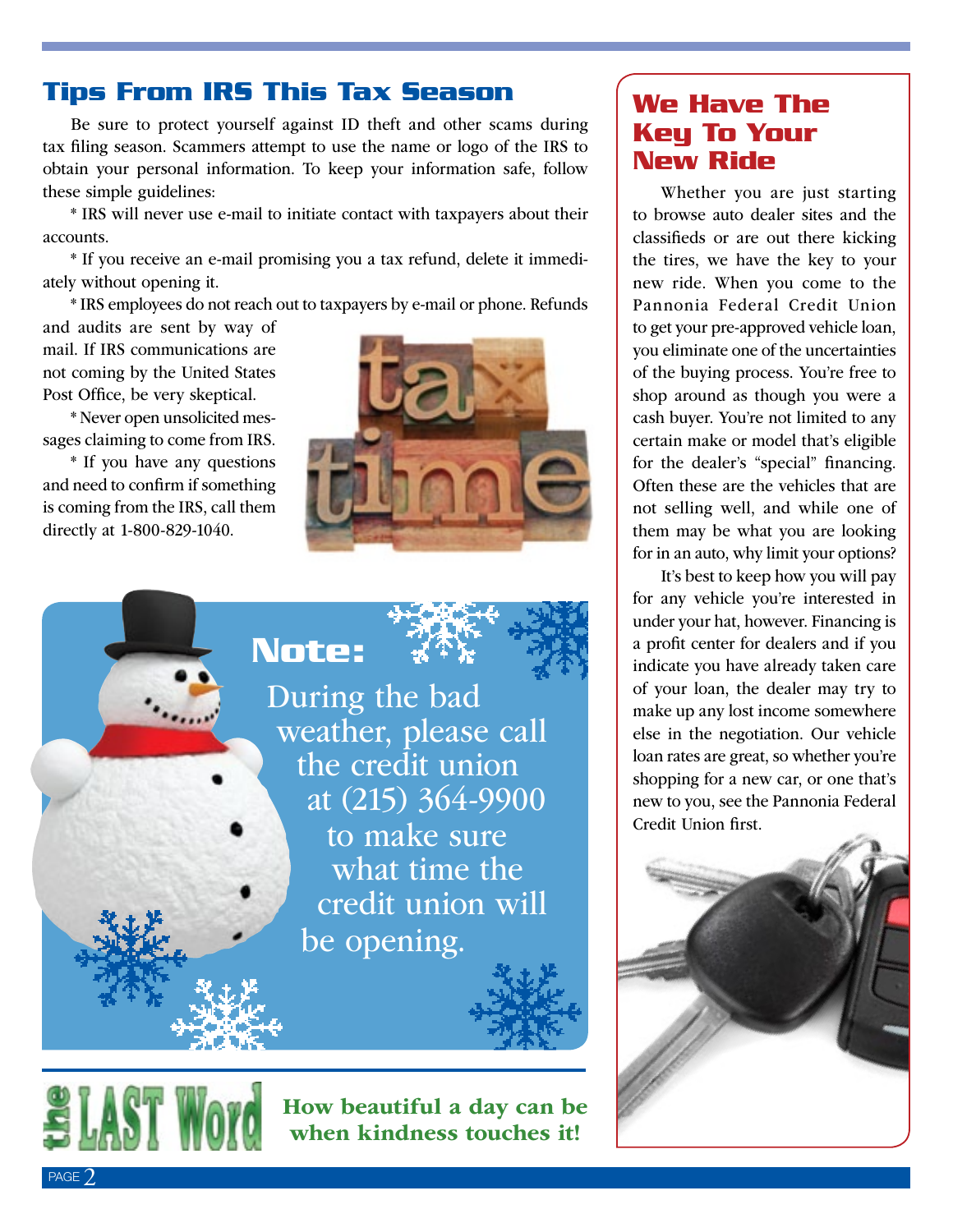## Tips From IRS This Tax Season

Be sure to protect yourself against ID theft and other scams during tax filing season. Scammers attempt to use the name or logo of the IRS to obtain your personal information. To keep your information safe, follow these simple guidelines:

* IRS will never use e-mail to initiate contact with taxpayers about their accounts.

* If you receive an e-mail promising you a tax refund, delete it immediately without opening it.

* IRS employees do not reach out to taxpayers by e-mail or phone. Refunds and audits are sent by way of mail. If IRS communications are not coming by the United States Post Office, be very skeptical.

* Never open unsolicited messages claiming to come from IRS.

* If you have any questions and need to confirm if something is coming from the IRS, call them directly at 1-800-829-1040.

## Note:

During the bad weather, please call the credit union at (215) 364-9900 to make sure what time the credit union will be opening.

## the LAST Word

**How beautiful a day can be when kindness touches it!**

## We Have The Key To Your New Ride

Whether you are just starting to browse auto dealer sites and the classifieds or are out there kicking the tires, we have the key to your new ride. When you come to the Pannonia Federal Credit Union to get your pre-approved vehicle loan, you eliminate one of the uncertainties of the buying process. You're free to shop around as though you were a cash buyer. You're not limited to any certain make or model that's eligible for the dealer's "special" financing. Often these are the vehicles that are not selling well, and while one of them may be what you are looking for in an auto, why limit your options?

It's best to keep how you will pay for any vehicle you're interested in under your hat, however. Financing is a profit center for dealers and if you indicate you have already taken care of your loan, the dealer may try to make up any lost income somewhere else in the negotiation. Our vehicle loan rates are great, so whether you're shopping for a new car, or one that's new to you, see the Pannonia Federal Credit Union first.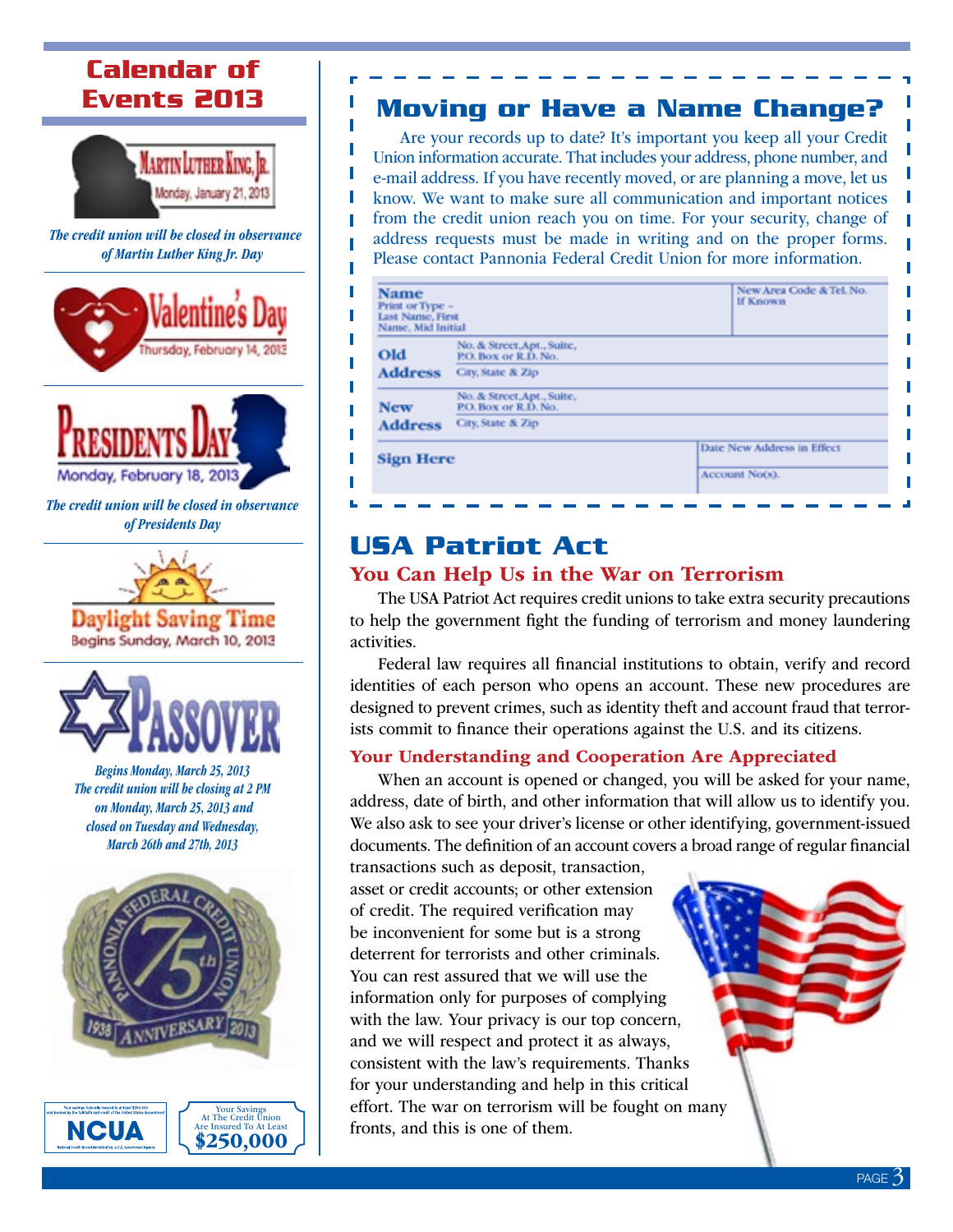## Calendar of Events 2013

**Martin Luther King, Jr.**
Monday, January 21, 2013

*The credit union will be closed in observance of Martin Luther King Jr. Day*

**Valentine's Day**
Thursday, February 14, 2013

**Presidents Day**
Monday, February 18, 2013

*The credit union will be closed in observance of Presidents Day*

**Daylight Saving Time**
Begins Sunday, March 10, 2013

**Passover**

*Begins Monday, March 25, 2013*
*The credit union will be closing at 2 PM on Monday, March 25, 2013 and closed on Tuesday and Wednesday, March 26th and 27th, 2013*

Pannonia Federal Credit Union 75th Anniversary 1938 2013

NCUA — Your savings federally insured to at least $250,000 and backed by the full faith and credit of the United States Government. National Credit Union Administration, a U.S. Government Agency

Your Savings At The Credit Union Are Insured To At Least **$250,000**

## Moving or Have a Name Change?

Are your records up to date? It's important you keep all your Credit Union information accurate. That includes your address, phone number, and e-mail address. If you have recently moved, or are planning a move, let us know. We want to make sure all communication and important notices from the credit union reach you on time. For your security, change of address requests must be made in writing and on the proper forms. Please contact Pannonia Federal Credit Union for more information.

| **Name** Print or Type – Last Name, First Name, Mid Initial | | New Area Code & Tel. No. If Known |
|---|---|---|
| **Old Address** | No. & Street, Apt., Suite, P.O. Box or R.D. No. | |
| | City, State & Zip | |
| **New Address** | No. & Street, Apt., Suite, P.O. Box or R.D. No. | |
| | City, State & Zip | |
| **Sign Here** | | Date New Address in Effect |
| | | Account No(s). |

## USA Patriot Act

### You Can Help Us in the War on Terrorism

The USA Patriot Act requires credit unions to take extra security precautions to help the government fight the funding of terrorism and money laundering activities.

Federal law requires all financial institutions to obtain, verify and record identities of each person who opens an account. These new procedures are designed to prevent crimes, such as identity theft and account fraud that terrorists commit to finance their operations against the U.S. and its citizens.

### Your Understanding and Cooperation Are Appreciated

When an account is opened or changed, you will be asked for your name, address, date of birth, and other information that will allow us to identify you. We also ask to see your driver's license or other identifying, government-issued documents. The definition of an account covers a broad range of regular financial transactions such as deposit, transaction, asset or credit accounts; or other extension of credit. The required verification may be inconvenient for some but is a strong deterrent for terrorists and other criminals. You can rest assured that we will use the information only for purposes of complying with the law. Your privacy is our top concern, and we will respect and protect it as always, consistent with the law's requirements. Thanks for your understanding and help in this critical effort. The war on terrorism will be fought on many fronts, and this is one of them.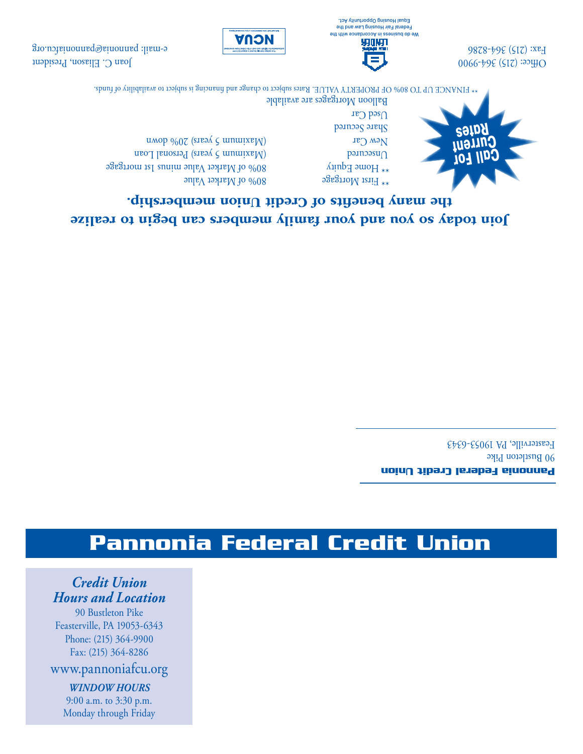# Join today so you and your family members can begin to realize the many benefits of Credit Union membership.

Call For Current Rates

| | |
|---|---|
| ** First Mortgage | 80% of Market Value |
| ** Home Equity | 80% of Market Value minus 1st mortgage |
| Unsecured | (Maximum 5 years) Personal Loan |
| New Car | (Maximum 5 years) 20% down |
| Share Secured | |
| Used Car | |
| Balloon Mortgages are available | |

** FINANCE UP TO 80% OF PROPERTY VALUE. Rates subject to change and financing is subject to availability of funds.

Office: (215) 364-9900
Fax: (215) 364-8286

We do business in Accordance with the Federal Fair Housing Law and the Equal Housing Opportunity Act.

NCUA

Joan C. Eliason, President
e-mail: pannonia@pannoniafcu.org

**Pannonia Federal Credit Union**
90 Bustleton Pike
Feasterville, PA 19053-6343

# Pannonia Federal Credit Union

## *Credit Union Hours and Location*

90 Bustleton Pike
Feasterville, PA 19053-6343
Phone: (215) 364-9900
Fax: (215) 364-8286

www.pannoniafcu.org

***WINDOW HOURS***
9:00 a.m. to 3:30 p.m.
Monday through Friday